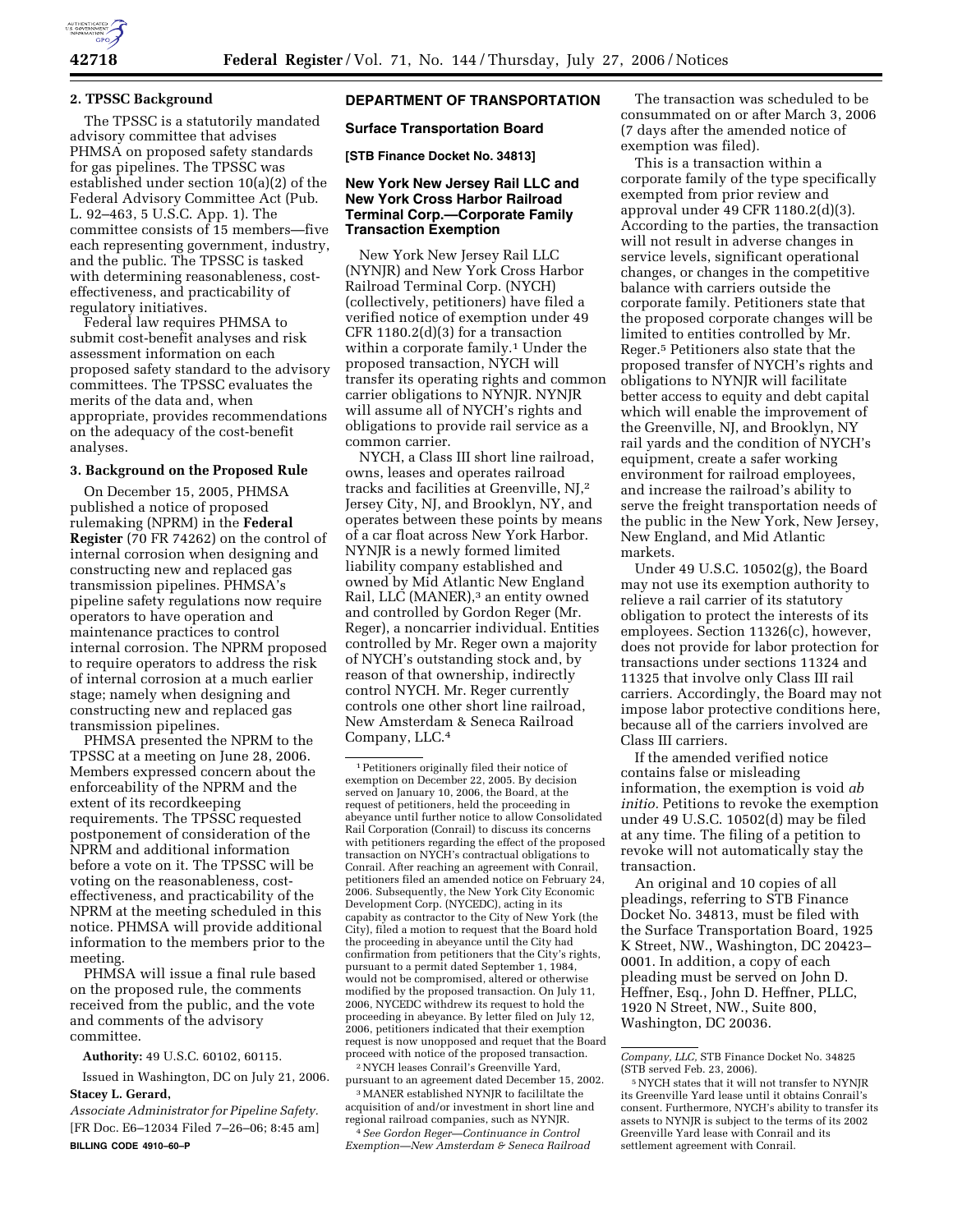**2. TPSSC Background**

The TPSSC is a statutorily mandated advisory committee that advises PHMSA on proposed safety standards for gas pipelines. The TPSSC was established under section 10(a)(2) of the Federal Advisory Committee Act (Pub. L. 92–463, 5 U.S.C. App. 1). The committee consists of 15 members—five each representing government, industry, and the public. The TPSSC is tasked with determining reasonableness, cost-effectiveness, and practicability of regulatory initiatives.

Federal law requires PHMSA to submit cost-benefit analyses and risk assessment information on each proposed safety standard to the advisory committees. The TPSSC evaluates the merits of the data and, when appropriate, provides recommendations on the adequacy of the cost-benefit analyses.

**3. Background on the Proposed Rule**

On December 15, 2005, PHMSA published a notice of proposed rulemaking (NPRM) in the **Federal Register** (70 FR 74262) on the control of internal corrosion when designing and constructing new and replaced gas transmission pipelines. PHMSA's pipeline safety regulations now require operators to have operation and maintenance practices to control internal corrosion. The NPRM proposed to require operators to address the risk of internal corrosion at a much earlier stage; namely when designing and constructing new and replaced gas transmission pipelines.

PHMSA presented the NPRM to the TPSSC at a meeting on June 28, 2006. Members expressed concern about the enforceability of the NPRM and the extent of its recordkeeping requirements. The TPSSC requested postponement of consideration of the NPRM and additional information before a vote on it. The TPSSC will be voting on the reasonableness, cost-effectiveness, and practicability of the NPRM at the meeting scheduled in this notice. PHMSA will provide additional information to the members prior to the meeting.

PHMSA will issue a final rule based on the proposed rule, the comments received from the public, and the vote and comments of the advisory committee.

**Authority:** 49 U.S.C. 60102, 60115.

Issued in Washington, DC on July 21, 2006.

**Stacey L. Gerard,**

*Associate Administrator for Pipeline Safety.*

[FR Doc. E6–12034 Filed 7–26–06; 8:45 am]

**BILLING CODE 4910–60–P**

## DEPARTMENT OF TRANSPORTATION

### Surface Transportation Board

**[STB Finance Docket No. 34813]**

### New York New Jersey Rail LLC and New York Cross Harbor Railroad Terminal Corp.—Corporate Family Transaction Exemption

New York New Jersey Rail LLC (NYNJR) and New York Cross Harbor Railroad Terminal Corp. (NYCH) (collectively, petitioners) have filed a verified notice of exemption under 49 CFR 1180.2(d)(3) for a transaction within a corporate family.[1] Under the proposed transaction, NYCH will transfer its operating rights and common carrier obligations to NYNJR. NYNJR will assume all of NYCH's rights and obligations to provide rail service as a common carrier.

NYCH, a Class III short line railroad, owns, leases and operates railroad tracks and facilities at Greenville, NJ,[2] Jersey City, NJ, and Brooklyn, NY, and operates between these points by means of a car float across New York Harbor. NYNJR is a newly formed limited liability company established and owned by Mid Atlantic New England Rail, LLC (MANER),[3] an entity owned and controlled by Gordon Reger (Mr. Reger), a noncarrier individual. Entities controlled by Mr. Reger own a majority of NYCH's outstanding stock and, by reason of that ownership, indirectly control NYCH. Mr. Reger currently controls one other short line railroad, New Amsterdam & Seneca Railroad Company, LLC.[4]

The transaction was scheduled to be consummated on or after March 3, 2006 (7 days after the amended notice of exemption was filed).

This is a transaction within a corporate family of the type specifically exempted from prior review and approval under 49 CFR 1180.2(d)(3). According to the parties, the transaction will not result in adverse changes in service levels, significant operational changes, or changes in the competitive balance with carriers outside the corporate family. Petitioners state that the proposed corporate changes will be limited to entities controlled by Mr. Reger.[5] Petitioners also state that the proposed transfer of NYCH's rights and obligations to NYNJR will facilitate better access to equity and debt capital which will enable the improvement of the Greenville, NJ, and Brooklyn, NY rail yards and the condition of NYCH's equipment, create a safer working environment for railroad employees, and increase the railroad's ability to serve the freight transportation needs of the public in the New York, New Jersey, New England, and Mid Atlantic markets.

Under 49 U.S.C. 10502(g), the Board may not use its exemption authority to relieve a rail carrier of its statutory obligation to protect the interests of its employees. Section 11326(c), however, does not provide for labor protection for transactions under sections 11324 and 11325 that involve only Class III rail carriers. Accordingly, the Board may not impose labor protective conditions here, because all of the carriers involved are Class III carriers.

If the amended verified notice contains false or misleading information, the exemption is void *ab initio.* Petitions to revoke the exemption under 49 U.S.C. 10502(d) may be filed at any time. The filing of a petition to revoke will not automatically stay the transaction.

An original and 10 copies of all pleadings, referring to STB Finance Docket No. 34813, must be filed with the Surface Transportation Board, 1925 K Street, NW., Washington, DC 20423–0001. In addition, a copy of each pleading must be served on John D. Heffner, Esq., John D. Heffner, PLLC, 1920 N Street, NW., Suite 800, Washington, DC 20036.

---

[1] Petitioners originally filed their notice of exemption on December 22, 2005. By decision served on January 10, 2006, the Board, at the request of petitioners, held the proceeding in abeyance until further notice to allow Consolidated Rail Corporation (Conrail) to discuss its concerns with petitioners regarding the effect of the proposed transaction on NYCH's contractual obligations to Conrail. After reaching an agreement with Conrail, petitioners filed an amended notice on February 24, 2006. Subsequently, the New York City Economic Development Corp. (NYCEDC), acting in its capabity as contractor to the City of New York (the City), filed a motion to request that the Board hold the proceeding in abeyance until the City had confirmation from petitioners that the City's rights, pursuant to a permit dated September 1, 1984, would not be compromised, altered or otherwise modified by the proposed transaction. On July 11, 2006, NYCEDC withdrew its request to hold the proceeding in abeyance. By letter filed on July 12, 2006, petitioners indicated that their exemption request is now unopposed and requet that the Board proceed with notice of the proposed transaction.

[2] NYCH leases Conrail's Greenville Yard, pursuant to an agreement dated December 15, 2002.

[3] MANER established NYNJR to facililtate the acquisition of and/or investment in short line and regional railroad companies, such as NYNJR.

[4] *See Gordon Reger—Continuance in Control Exemption—New Amsterdam & Seneca Railroad Company, LLC,* STB Finance Docket No. 34825 (STB served Feb. 23, 2006).

[5] NYCH states that it will not transfer to NYNJR its Greenville Yard lease until it obtains Conrail's consent. Furthermore, NYCH's ability to transfer its assets to NYNJR is subject to the terms of its 2002 Greenville Yard lease with Conrail and its settlement agreement with Conrail.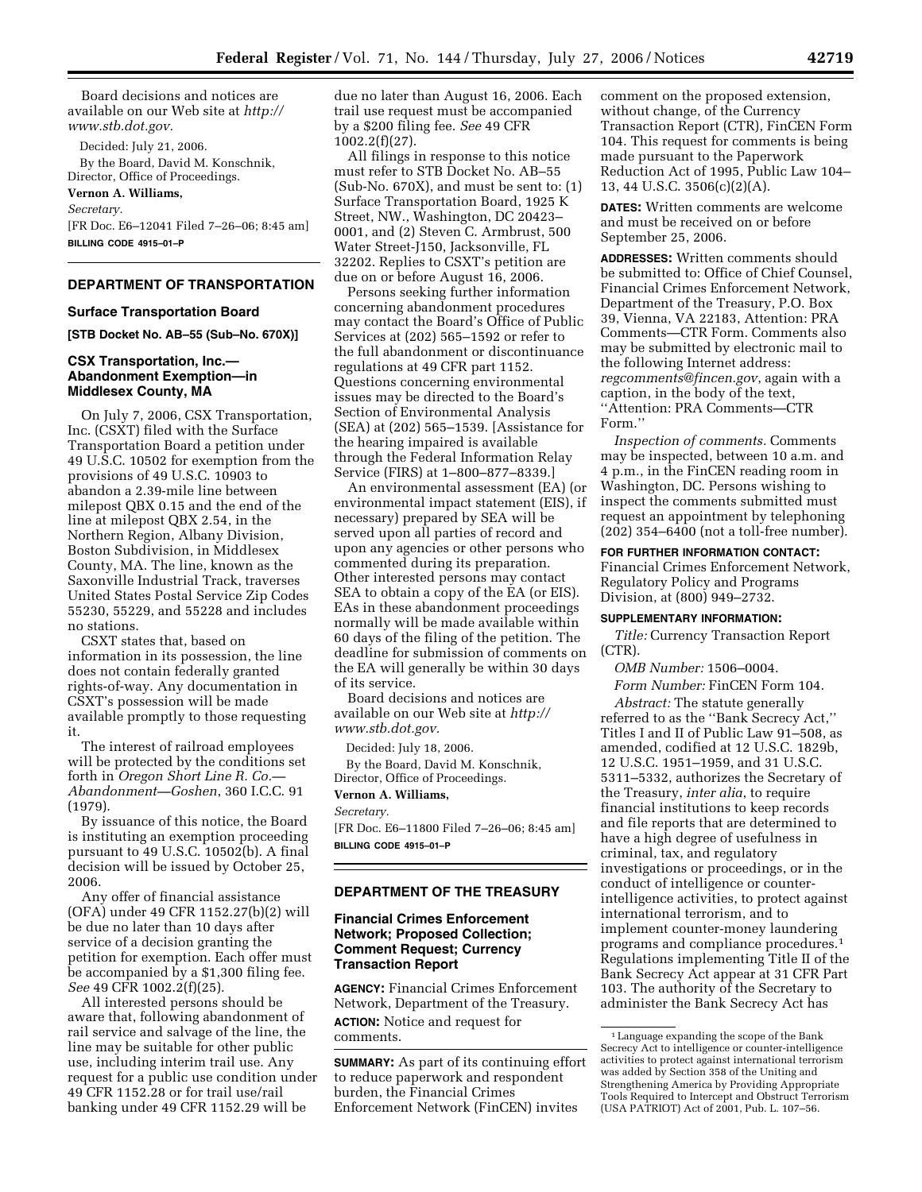Board decisions and notices are available on our Web site at *http://www.stb.dot.gov.*

Decided: July 21, 2006.

By the Board, David M. Konschnik, Director, Office of Proceedings.

**Vernon A. Williams,**

*Secretary.*

[FR Doc. E6–12041 Filed 7–26–06; 8:45 am]

**BILLING CODE 4915–01–P**

## DEPARTMENT OF TRANSPORTATION

### Surface Transportation Board

**[STB Docket No. AB–55 (Sub–No. 670X)]**

### CSX Transportation, Inc.—Abandonment Exemption—in Middlesex County, MA

On July 7, 2006, CSX Transportation, Inc. (CSXT) filed with the Surface Transportation Board a petition under 49 U.S.C. 10502 for exemption from the provisions of 49 U.S.C. 10903 to abandon a 2.39-mile line between milepost QBX 0.15 and the end of the line at milepost QBX 2.54, in the Northern Region, Albany Division, Boston Subdivision, in Middlesex County, MA. The line, known as the Saxonville Industrial Track, traverses United States Postal Service Zip Codes 55230, 55229, and 55228 and includes no stations.

CSXT states that, based on information in its possession, the line does not contain federally granted rights-of-way. Any documentation in CSXT's possession will be made available promptly to those requesting it.

The interest of railroad employees will be protected by the conditions set forth in *Oregon Short Line R. Co.—Abandonment—Goshen*, 360 I.C.C. 91 (1979).

By issuance of this notice, the Board is instituting an exemption proceeding pursuant to 49 U.S.C. 10502(b). A final decision will be issued by October 25, 2006.

Any offer of financial assistance (OFA) under 49 CFR 1152.27(b)(2) will be due no later than 10 days after service of a decision granting the petition for exemption. Each offer must be accompanied by a $1,300 filing fee. *See* 49 CFR 1002.2(f)(25).

All interested persons should be aware that, following abandonment of rail service and salvage of the line, the line may be suitable for other public use, including interim trail use. Any request for a public use condition under 49 CFR 1152.28 or for trail use/rail banking under 49 CFR 1152.29 will be due no later than August 16, 2006. Each trail use request must be accompanied by a $200 filing fee. *See* 49 CFR 1002.2(f)(27).

All filings in response to this notice must refer to STB Docket No. AB–55 (Sub-No. 670X), and must be sent to: (1) Surface Transportation Board, 1925 K Street, NW., Washington, DC 20423–0001, and (2) Steven C. Armbrust, 500 Water Street-J150, Jacksonville, FL 32202. Replies to CSXT's petition are due on or before August 16, 2006.

Persons seeking further information concerning abandonment procedures may contact the Board's Office of Public Services at (202) 565–1592 or refer to the full abandonment or discontinuance regulations at 49 CFR part 1152. Questions concerning environmental issues may be directed to the Board's Section of Environmental Analysis (SEA) at (202) 565–1539. [Assistance for the hearing impaired is available through the Federal Information Relay Service (FIRS) at 1–800–877–8339.]

An environmental assessment (EA) (or environmental impact statement (EIS), if necessary) prepared by SEA will be served upon all parties of record and upon any agencies or other persons who commented during its preparation. Other interested persons may contact SEA to obtain a copy of the EA (or EIS). EAs in these abandonment proceedings normally will be made available within 60 days of the filing of the petition. The deadline for submission of comments on the EA will generally be within 30 days of its service.

Board decisions and notices are available on our Web site at *http://www.stb.dot.gov.*

Decided: July 18, 2006.

By the Board, David M. Konschnik, Director, Office of Proceedings.

**Vernon A. Williams,**

*Secretary.*

[FR Doc. E6–11800 Filed 7–26–06; 8:45 am]

**BILLING CODE 4915–01–P**

## DEPARTMENT OF THE TREASURY

### Financial Crimes Enforcement Network; Proposed Collection; Comment Request; Currency Transaction Report

**AGENCY:** Financial Crimes Enforcement Network, Department of the Treasury.

**ACTION:** Notice and request for comments.

**SUMMARY:** As part of its continuing effort to reduce paperwork and respondent burden, the Financial Crimes Enforcement Network (FinCEN) invites comment on the proposed extension, without change, of the Currency Transaction Report (CTR), FinCEN Form 104. This request for comments is being made pursuant to the Paperwork Reduction Act of 1995, Public Law 104–13, 44 U.S.C. 3506(c)(2)(A).

**DATES:** Written comments are welcome and must be received on or before September 25, 2006.

**ADDRESSES:** Written comments should be submitted to: Office of Chief Counsel, Financial Crimes Enforcement Network, Department of the Treasury, P.O. Box 39, Vienna, VA 22183, Attention: PRA Comments—CTR Form. Comments also may be submitted by electronic mail to the following Internet address: *regcomments@fincen.gov*, again with a caption, in the body of the text, ''Attention: PRA Comments—CTR Form.''

*Inspection of comments.* Comments may be inspected, between 10 a.m. and 4 p.m., in the FinCEN reading room in Washington, DC. Persons wishing to inspect the comments submitted must request an appointment by telephoning (202) 354–6400 (not a toll-free number).

**FOR FURTHER INFORMATION CONTACT:** Financial Crimes Enforcement Network, Regulatory Policy and Programs Division, at (800) 949–2732.

**SUPPLEMENTARY INFORMATION:**

*Title:* Currency Transaction Report (CTR).

*OMB Number:* 1506–0004.

*Form Number:* FinCEN Form 104.

*Abstract:* The statute generally referred to as the ''Bank Secrecy Act,'' Titles I and II of Public Law 91–508, as amended, codified at 12 U.S.C. 1829b, 12 U.S.C. 1951–1959, and 31 U.S.C. 5311–5332, authorizes the Secretary of the Treasury, *inter alia*, to require financial institutions to keep records and file reports that are determined to have a high degree of usefulness in criminal, tax, and regulatory investigations or proceedings, or in the conduct of intelligence or counter-intelligence activities, to protect against international terrorism, and to implement counter-money laundering programs and compliance procedures.[1] Regulations implementing Title II of the Bank Secrecy Act appear at 31 CFR Part 103. The authority of the Secretary to administer the Bank Secrecy Act has

[1] Language expanding the scope of the Bank Secrecy Act to intelligence or counter-intelligence activities to protect against international terrorism was added by Section 358 of the Uniting and Strengthening America by Providing Appropriate Tools Required to Intercept and Obstruct Terrorism (USA PATRIOT) Act of 2001, Pub. L. 107–56.